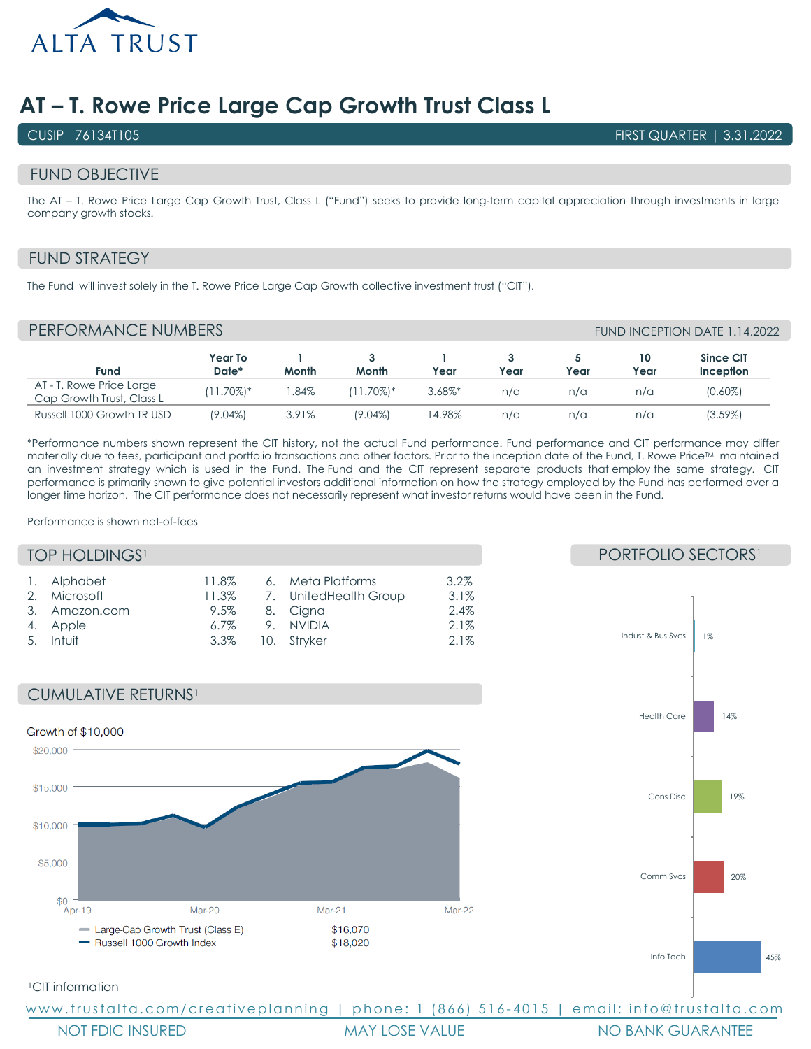ALTA TRUST

# AT – T. Rowe Price Large Cap Growth Trust Class L

CUSIP 76134T105 | FIRST QUARTER | 3.31.2022

## FUND OBJECTIVE

The AT – T. Rowe Price Large Cap Growth Trust, Class L ("Fund") seeks to provide long-term capital appreciation through investments in large company growth stocks.

## FUND STRATEGY

The Fund will invest solely in the T. Rowe Price Large Cap Growth collective investment trust ("CIT").

## PERFORMANCE NUMBERS

FUND INCEPTION DATE 1.14.2022

| Fund | Year To Date* | 1 Month | 3 Month | 1 Year | 3 Year | 5 Year | 10 Year | Since CIT Inception |
|---|---|---|---|---|---|---|---|---|
| AT - T. Rowe Price Large Cap Growth Trust, Class L | (11.70%)* | 1.84% | (11.70%)* | 3.68%* | n/a | n/a | n/a | (0.60%) |
| Russell 1000 Growth TR USD | (9.04%) | 3.91% | (9.04%) | 14.98% | n/a | n/a | n/a | (3.59%) |

*Performance numbers shown represent the CIT history, not the actual Fund performance. Fund performance and CIT performance may differ materially due to fees, participant and portfolio transactions and other factors. Prior to the inception date of the Fund, T. Rowe Price™ maintained an investment strategy which is used in the Fund. The Fund and the CIT represent separate products that employ the same strategy. CIT performance is primarily shown to give potential investors additional information on how the strategy employed by the Fund has performed over a longer time horizon. The CIT performance does not necessarily represent what investor returns would have been in the Fund.

Performance is shown net-of-fees

## TOP HOLDINGS[1]

| # | Holding | % | # | Holding | % |
|---|---|---|---|---|---|
| 1. | Alphabet | 11.8% | 6. | Meta Platforms | 3.2% |
| 2. | Microsoft | 11.3% | 7. | UnitedHealth Group | 3.1% |
| 3. | Amazon.com | 9.5% | 8. | Cigna | 2.4% |
| 4. | Apple | 6.7% | 9. | NVIDIA | 2.1% |
| 5. | Intuit | 3.3% | 10. | Stryker | 2.1% |

## CUMULATIVE RETURNS[1]

Growth of $10,000

| | |
|---|---|
| Large-Cap Growth Trust (Class E) | $16,070 |
| Russell 1000 Growth Index | $18,020 |

## PORTFOLIO SECTORS[1]

| Sector | % |
|---|---|
| Indust & Bus Svcs | 1% |
| Health Care | 14% |
| Cons Disc | 19% |
| Comm Svcs | 20% |
| Info Tech | 45% |

[1]CIT information

www.trustalta.com/creativeplanning | phone: 1 (866) 516-4015 | email: info@trustalta.com

NOT FDIC INSURED | MAY LOSE VALUE | NO BANK GUARANTEE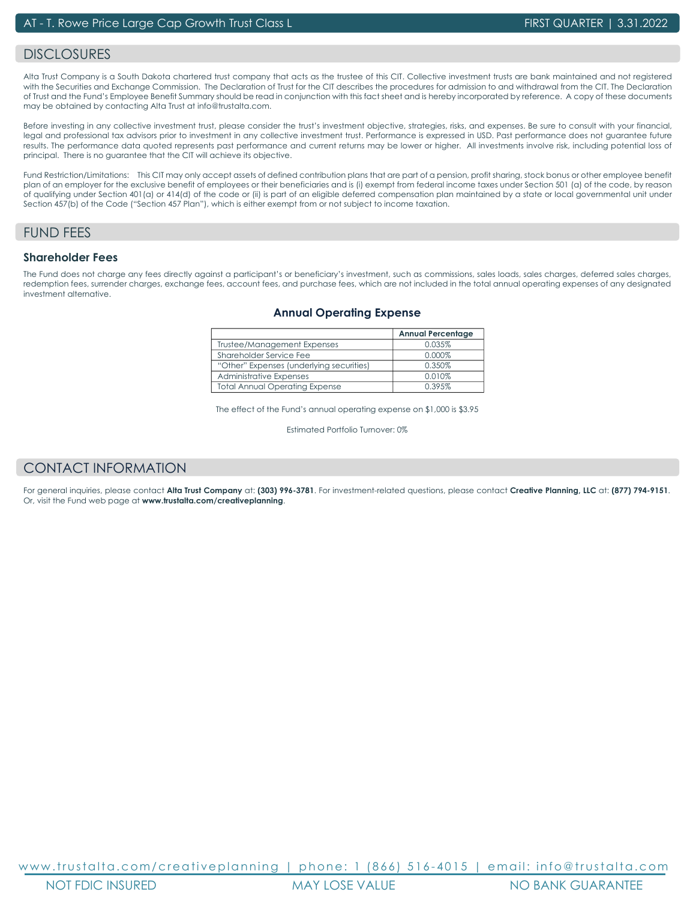## DISCLOSURES

Alta Trust Company is a South Dakota chartered trust company that acts as the trustee of this CIT. Collective investment trusts are bank maintained and not registered with the Securities and Exchange Commission. The Declaration of Trust for the CIT describes the procedures for admission to and withdrawal from the CIT. The Declaration of Trust and the Fund's Employee Benefit Summary should be read in conjunction with this fact sheet and is hereby incorporated by reference. A copy of these documents may be obtained by contacting Alta Trust at info@trustalta.com.

Before investing in any collective investment trust, please consider the trust's investment objective, strategies, risks, and expenses. Be sure to consult with your financial, legal and professional tax advisors prior to investment in any collective investment trust. Performance is expressed in USD. Past performance does not guarantee future results. The performance data quoted represents past performance and current returns may be lower or higher. All investments involve risk, including potential loss of principal. There is no guarantee that the CIT will achieve its objective.

Fund Restriction/Limitations: This CIT may only accept assets of defined contribution plans that are part of a pension, profit sharing, stock bonus or other employee benefit plan of an employer for the exclusive benefit of employees or their beneficiaries and is (i) exempt from federal income taxes under Section 501 (a) of the code, by reason of qualifying under Section 401(a) or 414(d) of the code or (ii) is part of an eligible deferred compensation plan maintained by a state or local governmental unit under Section 457(b) of the Code ("Section 457 Plan"), which is either exempt from or not subject to income taxation.

## FUND FEES

### Shareholder Fees

The Fund does not charge any fees directly against a participant's or beneficiary's investment, such as commissions, sales loads, sales charges, deferred sales charges, redemption fees, surrender charges, exchange fees, account fees, and purchase fees, which are not included in the total annual operating expenses of any designated investment alternative.

**Annual Operating Expense**

| | Annual Percentage |
|---|---|
| Trustee/Management Expenses | 0.035% |
| Shareholder Service Fee | 0.000% |
| "Other" Expenses (underlying securities) | 0.350% |
| Administrative Expenses | 0.010% |
| Total Annual Operating Expense | 0.395% |

The effect of the Fund's annual operating expense on $1,000 is $3.95

Estimated Portfolio Turnover: 0%

## CONTACT INFORMATION

For general inquiries, please contact **Alta Trust Company** at: **(303) 996-3781**. For investment-related questions, please contact **Creative Planning, LLC** at: **(877) 794-9151**. Or, visit the Fund web page at **www.trustalta.com/creativeplanning**.

www.trustalta.com/creativeplanning | phone: 1 (866) 516-4015 | email: info@trustalta.com

NOT FDIC INSURED MAY LOSE VALUE NO BANK GUARANTEE